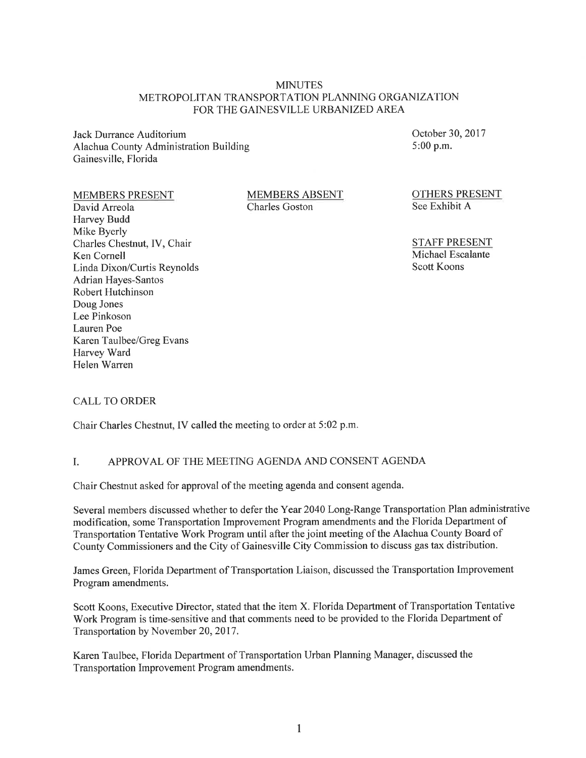# MINUTES
## METROPOLITAN TRANSPORTATION PLANNING ORGANIZATION FOR THE GAINESVILLE URBANIZED AREA

Jack Durrance Auditorium
Alachua County Administration Building
Gainesville, Florida

October 30, 2017
5:00 p.m.

| MEMBERS PRESENT | MEMBERS ABSENT | OTHERS PRESENT |
|---|---|---|
| David Arreola | Charles Goston | See Exhibit A |
| Harvey Budd | | |
| Mike Byerly | | |
| Charles Chestnut, IV, Chair | | **STAFF PRESENT** |
| Ken Cornell | | Michael Escalante |
| Linda Dixon/Curtis Reynolds | | Scott Koons |
| Adrian Hayes-Santos | | |
| Robert Hutchinson | | |
| Doug Jones | | |
| Lee Pinkoson | | |
| Lauren Poe | | |
| Karen Taulbee/Greg Evans | | |
| Harvey Ward | | |
| Helen Warren | | |

CALL TO ORDER

Chair Charles Chestnut, IV called the meeting to order at 5:02 p.m.

## I. APPROVAL OF THE MEETING AGENDA AND CONSENT AGENDA

Chair Chestnut asked for approval of the meeting agenda and consent agenda.

Several members discussed whether to defer the Year 2040 Long-Range Transportation Plan administrative modification, some Transportation Improvement Program amendments and the Florida Department of Transportation Tentative Work Program until after the joint meeting of the Alachua County Board of County Commissioners and the City of Gainesville City Commission to discuss gas tax distribution.

James Green, Florida Department of Transportation Liaison, discussed the Transportation Improvement Program amendments.

Scott Koons, Executive Director, stated that the item X. Florida Department of Transportation Tentative Work Program is time-sensitive and that comments need to be provided to the Florida Department of Transportation by November 20, 2017.

Karen Taulbee, Florida Department of Transportation Urban Planning Manager, discussed the Transportation Improvement Program amendments.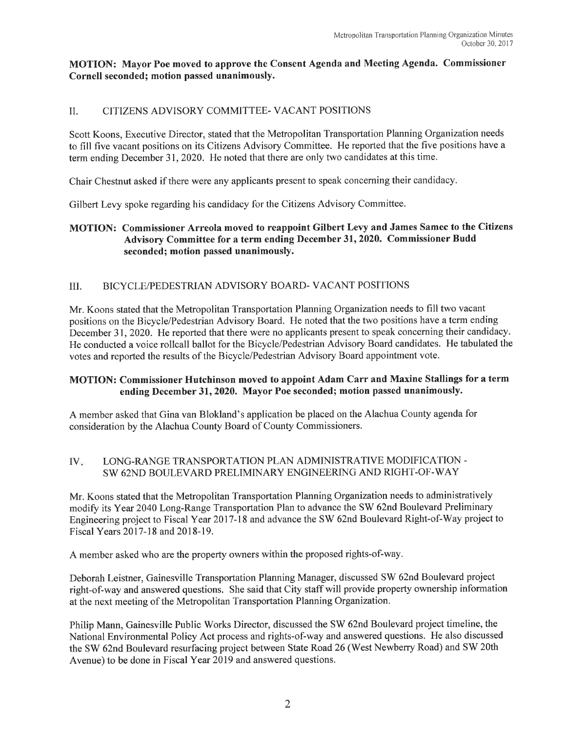**MOTION: Mayor Poe moved to approve the Consent Agenda and Meeting Agenda. Commissioner Cornell seconded; motion passed unanimously.**

## II. CITIZENS ADVISORY COMMITTEE- VACANT POSITIONS

Scott Koons, Executive Director, stated that the Metropolitan Transportation Planning Organization needs to fill five vacant positions on its Citizens Advisory Committee. He reported that the five positions have a term ending December 31, 2020. He noted that there are only two candidates at this time.

Chair Chestnut asked if there were any applicants present to speak concerning their candidacy.

Gilbert Levy spoke regarding his candidacy for the Citizens Advisory Committee.

**MOTION: Commissioner Arreola moved to reappoint Gilbert Levy and James Samec to the Citizens Advisory Committee for a term ending December 31, 2020. Commissioner Budd seconded; motion passed unanimously.**

## III. BICYCLE/PEDESTRIAN ADVISORY BOARD- VACANT POSITIONS

Mr. Koons stated that the Metropolitan Transportation Planning Organization needs to fill two vacant positions on the Bicycle/Pedestrian Advisory Board. He noted that the two positions have a term ending December 31, 2020. He reported that there were no applicants present to speak concerning their candidacy. He conducted a voice rollcall ballot for the Bicycle/Pedestrian Advisory Board candidates. He tabulated the votes and reported the results of the Bicycle/Pedestrian Advisory Board appointment vote.

**MOTION: Commissioner Hutchinson moved to appoint Adam Carr and Maxine Stallings for a term ending December 31, 2020. Mayor Poe seconded; motion passed unanimously.**

A member asked that Gina van Blokland's application be placed on the Alachua County agenda for consideration by the Alachua County Board of County Commissioners.

## IV. LONG-RANGE TRANSPORTATION PLAN ADMINISTRATIVE MODIFICATION - SW 62ND BOULEVARD PRELIMINARY ENGINEERING AND RIGHT-OF-WAY

Mr. Koons stated that the Metropolitan Transportation Planning Organization needs to administratively modify its Year 2040 Long-Range Transportation Plan to advance the SW 62nd Boulevard Preliminary Engineering project to Fiscal Year 2017-18 and advance the SW 62nd Boulevard Right-of-Way project to Fiscal Years 2017-18 and 2018-19.

A member asked who are the property owners within the proposed rights-of-way.

Deborah Leistner, Gainesville Transportation Planning Manager, discussed SW 62nd Boulevard project right-of-way and answered questions. She said that City staff will provide property ownership information at the next meeting of the Metropolitan Transportation Planning Organization.

Philip Mann, Gainesville Public Works Director, discussed the SW 62nd Boulevard project timeline, the National Environmental Policy Act process and rights-of-way and answered questions. He also discussed the SW 62nd Boulevard resurfacing project between State Road 26 (West Newberry Road) and SW 20th Avenue) to be done in Fiscal Year 2019 and answered questions.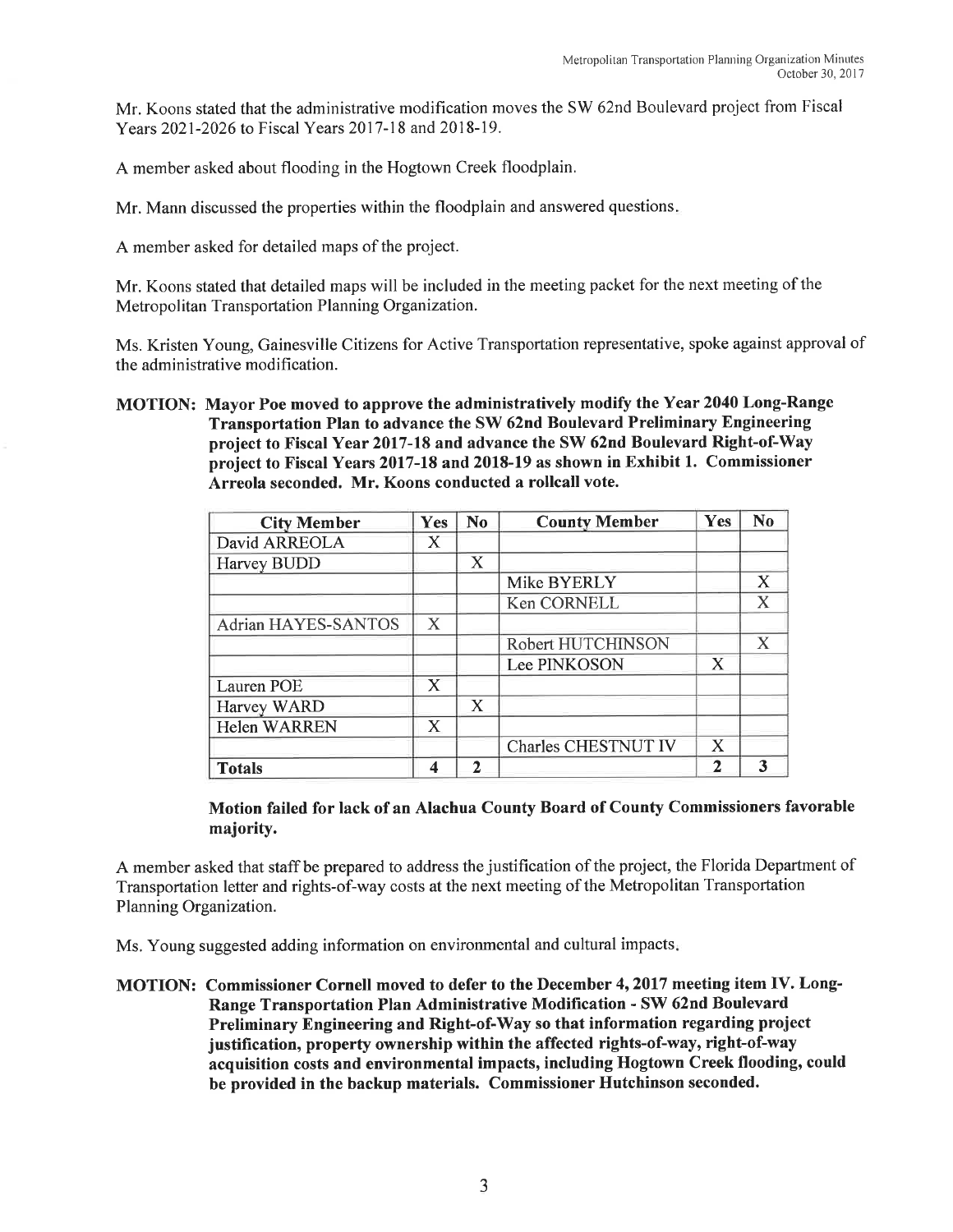Mr. Koons stated that the administrative modification moves the SW 62nd Boulevard project from Fiscal Years 2021-2026 to Fiscal Years 2017-18 and 2018-19.

A member asked about flooding in the Hogtown Creek floodplain.

Mr. Mann discussed the properties within the floodplain and answered questions.

A member asked for detailed maps of the project.

Mr. Koons stated that detailed maps will be included in the meeting packet for the next meeting of the Metropolitan Transportation Planning Organization.

Ms. Kristen Young, Gainesville Citizens for Active Transportation representative, spoke against approval of the administrative modification.

**MOTION: Mayor Poe moved to approve the administratively modify the Year 2040 Long-Range Transportation Plan to advance the SW 62nd Boulevard Preliminary Engineering project to Fiscal Year 2017-18 and advance the SW 62nd Boulevard Right-of-Way project to Fiscal Years 2017-18 and 2018-19 as shown in Exhibit 1. Commissioner Arreola seconded. Mr. Koons conducted a rollcall vote.**

| City Member | Yes | No | County Member | Yes | No |
|---|---|---|---|---|---|
| David ARREOLA | X | | | | |
| Harvey BUDD | | X | | | |
| | | | Mike BYERLY | | X |
| | | | Ken CORNELL | | X |
| Adrian HAYES-SANTOS | X | | | | |
| | | | Robert HUTCHINSON | | X |
| | | | Lee PINKOSON | X | |
| Lauren POE | X | | | | |
| Harvey WARD | | X | | | |
| Helen WARREN | X | | | | |
| | | | Charles CHESTNUT IV | X | |
| **Totals** | **4** | **2** | | **2** | **3** |

**Motion failed for lack of an Alachua County Board of County Commissioners favorable majority.**

A member asked that staff be prepared to address the justification of the project, the Florida Department of Transportation letter and rights-of-way costs at the next meeting of the Metropolitan Transportation Planning Organization.

Ms. Young suggested adding information on environmental and cultural impacts.

**MOTION: Commissioner Cornell moved to defer to the December 4, 2017 meeting item IV. Long-Range Transportation Plan Administrative Modification - SW 62nd Boulevard Preliminary Engineering and Right-of-Way so that information regarding project justification, property ownership within the affected rights-of-way, right-of-way acquisition costs and environmental impacts, including Hogtown Creek flooding, could be provided in the backup materials. Commissioner Hutchinson seconded.**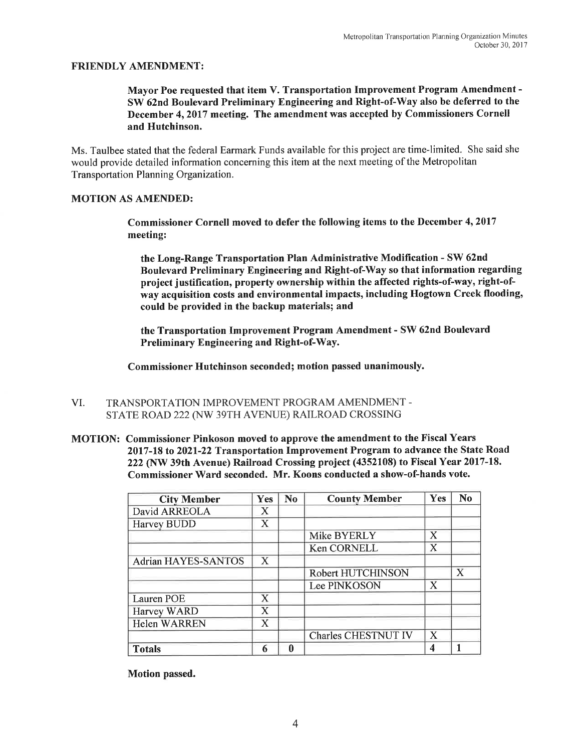**FRIENDLY AMENDMENT:**

> **Mayor Poe requested that item V. Transportation Improvement Program Amendment - SW 62nd Boulevard Preliminary Engineering and Right-of-Way also be deferred to the December 4, 2017 meeting. The amendment was accepted by Commissioners Cornell and Hutchinson.**

Ms. Taulbee stated that the federal Earmark Funds available for this project are time-limited. She said she would provide detailed information concerning this item at the next meeting of the Metropolitan Transportation Planning Organization.

**MOTION AS AMENDED:**

> **Commissioner Cornell moved to defer the following items to the December 4, 2017 meeting:**
>
> **the Long-Range Transportation Plan Administrative Modification - SW 62nd Boulevard Preliminary Engineering and Right-of-Way so that information regarding project justification, property ownership within the affected rights-of-way, right-of-way acquisition costs and environmental impacts, including Hogtown Creek flooding, could be provided in the backup materials; and**
>
> **the Transportation Improvement Program Amendment - SW 62nd Boulevard Preliminary Engineering and Right-of-Way.**
>
> **Commissioner Hutchinson seconded; motion passed unanimously.**

VI. TRANSPORTATION IMPROVEMENT PROGRAM AMENDMENT - STATE ROAD 222 (NW 39TH AVENUE) RAILROAD CROSSING

**MOTION: Commissioner Pinkoson moved to approve the amendment to the Fiscal Years 2017-18 to 2021-22 Transportation Improvement Program to advance the State Road 222 (NW 39th Avenue) Railroad Crossing project (4352108) to Fiscal Year 2017-18. Commissioner Ward seconded. Mr. Koons conducted a show-of-hands vote.**

| City Member | Yes | No | County Member | Yes | No |
|---|---|---|---|---|---|
| David ARREOLA | X | | | | |
| Harvey BUDD | X | | | | |
| | | | Mike BYERLY | X | |
| | | | Ken CORNELL | X | |
| Adrian HAYES-SANTOS | X | | | | |
| | | | Robert HUTCHINSON | | X |
| | | | Lee PINKOSON | X | |
| Lauren POE | X | | | | |
| Harvey WARD | X | | | | |
| Helen WARREN | X | | | | |
| | | | Charles CHESTNUT IV | X | |
| **Totals** | **6** | **0** | | **4** | **1** |

**Motion passed.**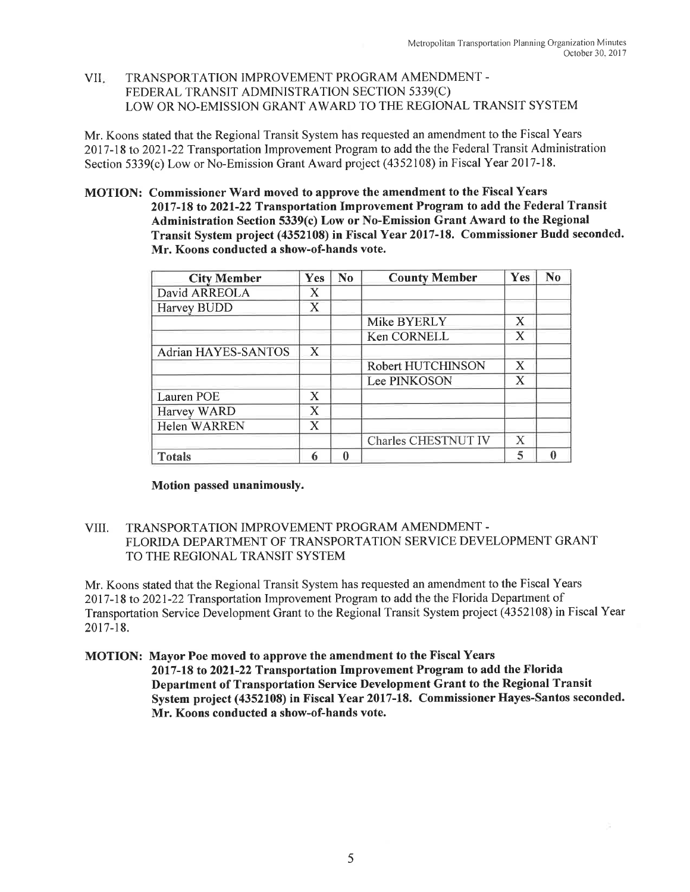## VII. TRANSPORTATION IMPROVEMENT PROGRAM AMENDMENT - FEDERAL TRANSIT ADMINISTRATION SECTION 5339(C) LOW OR NO-EMISSION GRANT AWARD TO THE REGIONAL TRANSIT SYSTEM

Mr. Koons stated that the Regional Transit System has requested an amendment to the Fiscal Years 2017-18 to 2021-22 Transportation Improvement Program to add the the Federal Transit Administration Section 5339(c) Low or No-Emission Grant Award project (4352108) in Fiscal Year 2017-18.

**MOTION: Commissioner Ward moved to approve the amendment to the Fiscal Years 2017-18 to 2021-22 Transportation Improvement Program to add the Federal Transit Administration Section 5339(c) Low or No-Emission Grant Award to the Regional Transit System project (4352108) in Fiscal Year 2017-18. Commissioner Budd seconded. Mr. Koons conducted a show-of-hands vote.**

| City Member | Yes | No | County Member | Yes | No |
|---|---|---|---|---|---|
| David ARREOLA | X | | | | |
| Harvey BUDD | X | | | | |
| | | | Mike BYERLY | X | |
| | | | Ken CORNELL | X | |
| Adrian HAYES-SANTOS | X | | | | |
| | | | Robert HUTCHINSON | X | |
| | | | Lee PINKOSON | X | |
| Lauren POE | X | | | | |
| Harvey WARD | X | | | | |
| Helen WARREN | X | | | | |
| | | | Charles CHESTNUT IV | X | |
| **Totals** | 6 | 0 | | 5 | 0 |

**Motion passed unanimously.**

## VIII. TRANSPORTATION IMPROVEMENT PROGRAM AMENDMENT - FLORIDA DEPARTMENT OF TRANSPORTATION SERVICE DEVELOPMENT GRANT TO THE REGIONAL TRANSIT SYSTEM

Mr. Koons stated that the Regional Transit System has requested an amendment to the Fiscal Years 2017-18 to 2021-22 Transportation Improvement Program to add the the Florida Department of Transportation Service Development Grant to the Regional Transit System project (4352108) in Fiscal Year 2017-18.

**MOTION: Mayor Poe moved to approve the amendment to the Fiscal Years 2017-18 to 2021-22 Transportation Improvement Program to add the Florida Department of Transportation Service Development Grant to the Regional Transit System project (4352108) in Fiscal Year 2017-18. Commissioner Hayes-Santos seconded. Mr. Koons conducted a show-of-hands vote.**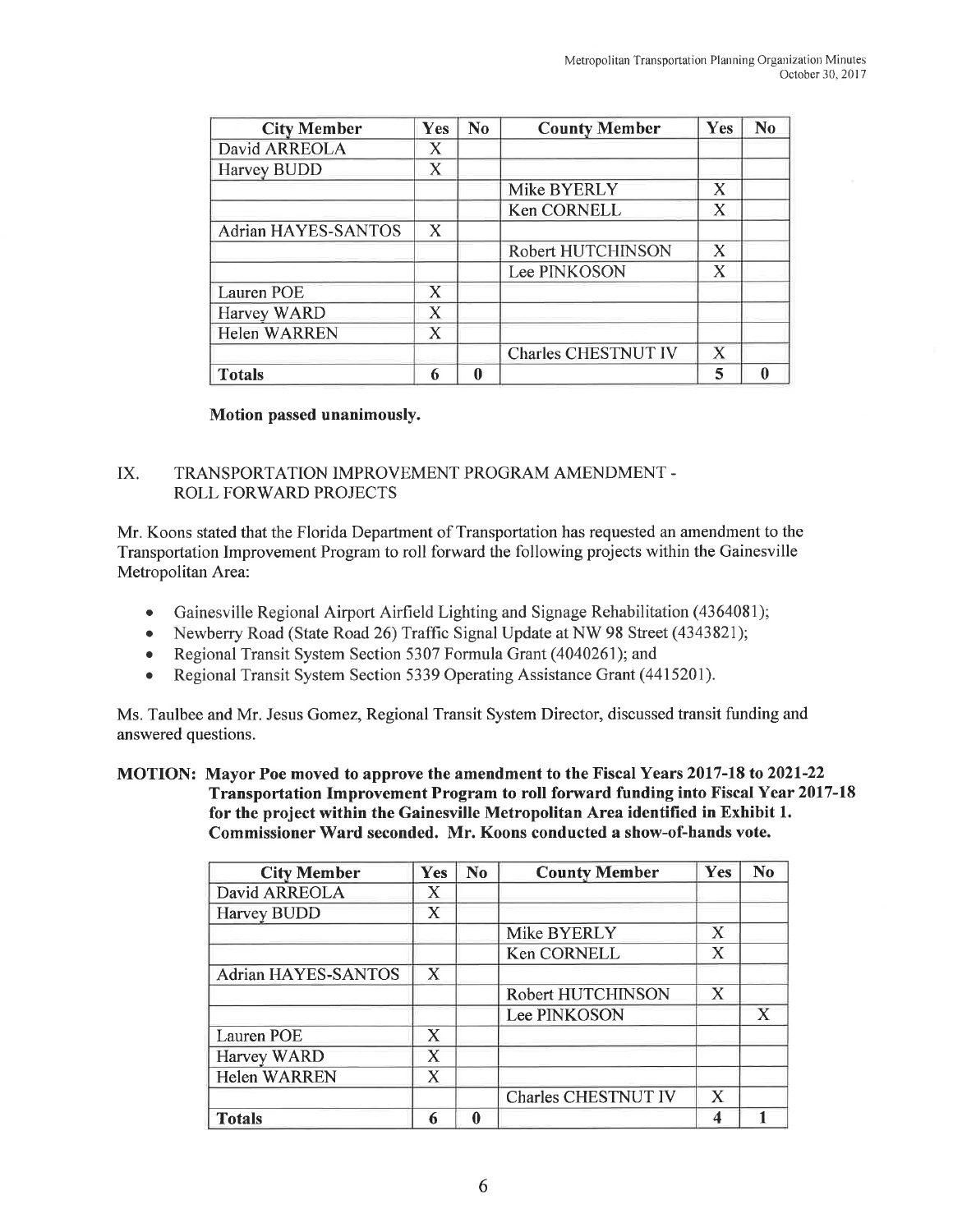| City Member | Yes | No | County Member | Yes | No |
|---|---|---|---|---|---|
| David ARREOLA | X | | | | |
| Harvey BUDD | X | | | | |
| | | | Mike BYERLY | X | |
| | | | Ken CORNELL | X | |
| Adrian HAYES-SANTOS | X | | | | |
| | | | Robert HUTCHINSON | X | |
| | | | Lee PINKOSON | X | |
| Lauren POE | X | | | | |
| Harvey WARD | X | | | | |
| Helen WARREN | X | | | | |
| | | | Charles CHESTNUT IV | X | |
| **Totals** | **6** | **0** | | **5** | **0** |

**Motion passed unanimously.**

## IX. TRANSPORTATION IMPROVEMENT PROGRAM AMENDMENT - ROLL FORWARD PROJECTS

Mr. Koons stated that the Florida Department of Transportation has requested an amendment to the Transportation Improvement Program to roll forward the following projects within the Gainesville Metropolitan Area:

- Gainesville Regional Airport Airfield Lighting and Signage Rehabilitation (4364081);
- Newberry Road (State Road 26) Traffic Signal Update at NW 98 Street (4343821);
- Regional Transit System Section 5307 Formula Grant (4040261); and
- Regional Transit System Section 5339 Operating Assistance Grant (4415201).

Ms. Taulbee and Mr. Jesus Gomez, Regional Transit System Director, discussed transit funding and answered questions.

**MOTION: Mayor Poe moved to approve the amendment to the Fiscal Years 2017-18 to 2021-22 Transportation Improvement Program to roll forward funding into Fiscal Year 2017-18 for the project within the Gainesville Metropolitan Area identified in Exhibit 1. Commissioner Ward seconded. Mr. Koons conducted a show-of-hands vote.**

| City Member | Yes | No | County Member | Yes | No |
|---|---|---|---|---|---|
| David ARREOLA | X | | | | |
| Harvey BUDD | X | | | | |
| | | | Mike BYERLY | X | |
| | | | Ken CORNELL | X | |
| Adrian HAYES-SANTOS | X | | | | |
| | | | Robert HUTCHINSON | X | |
| | | | Lee PINKOSON | | X |
| Lauren POE | X | | | | |
| Harvey WARD | X | | | | |
| Helen WARREN | X | | | | |
| | | | Charles CHESTNUT IV | X | |
| **Totals** | **6** | **0** | | **4** | **1** |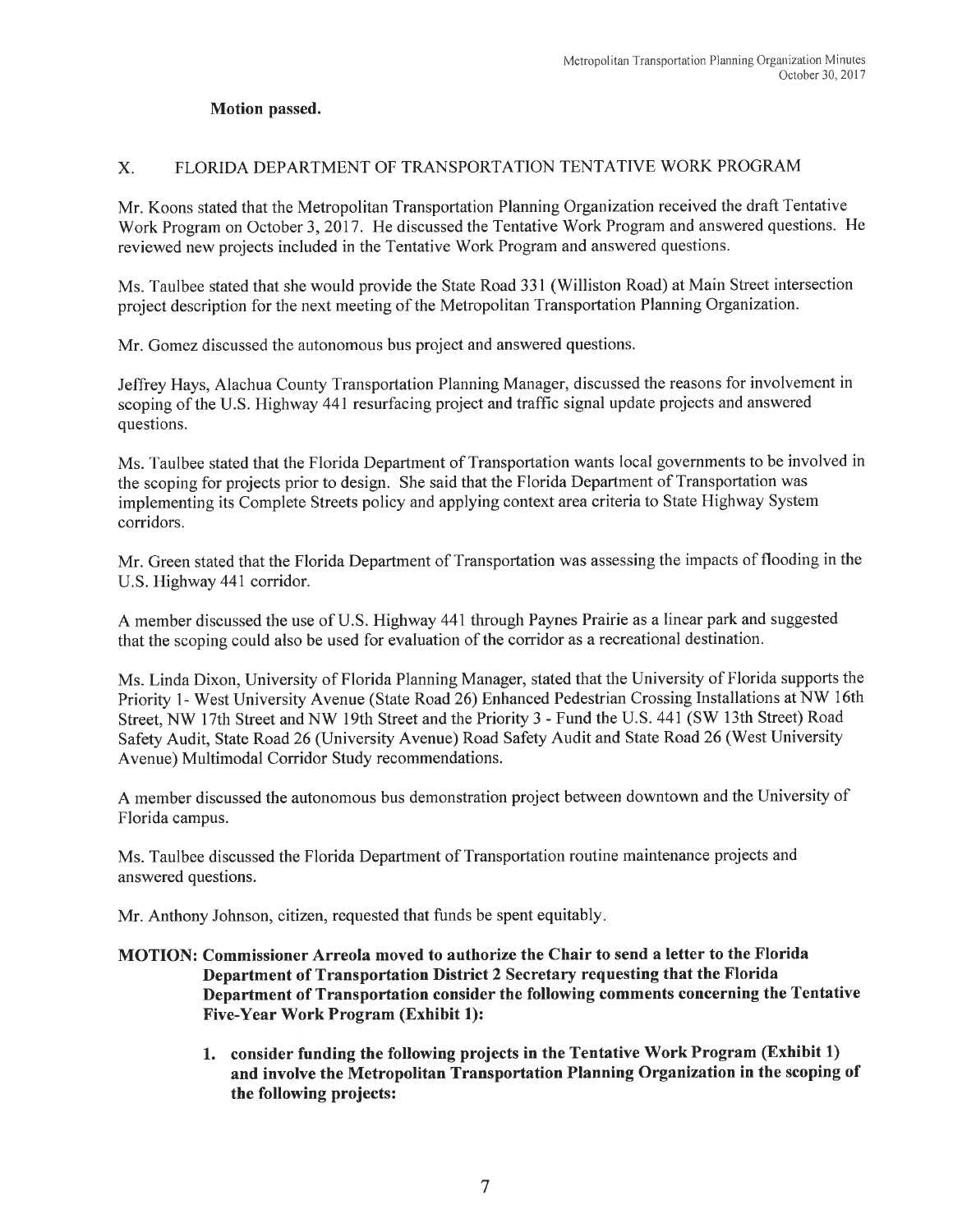**Motion passed.**

## X. FLORIDA DEPARTMENT OF TRANSPORTATION TENTATIVE WORK PROGRAM

Mr. Koons stated that the Metropolitan Transportation Planning Organization received the draft Tentative Work Program on October 3, 2017. He discussed the Tentative Work Program and answered questions. He reviewed new projects included in the Tentative Work Program and answered questions.

Ms. Taulbee stated that she would provide the State Road 331 (Williston Road) at Main Street intersection project description for the next meeting of the Metropolitan Transportation Planning Organization.

Mr. Gomez discussed the autonomous bus project and answered questions.

Jeffrey Hays, Alachua County Transportation Planning Manager, discussed the reasons for involvement in scoping of the U.S. Highway 441 resurfacing project and traffic signal update projects and answered questions.

Ms. Taulbee stated that the Florida Department of Transportation wants local governments to be involved in the scoping for projects prior to design. She said that the Florida Department of Transportation was implementing its Complete Streets policy and applying context area criteria to State Highway System corridors.

Mr. Green stated that the Florida Department of Transportation was assessing the impacts of flooding in the U.S. Highway 441 corridor.

A member discussed the use of U.S. Highway 441 through Paynes Prairie as a linear park and suggested that the scoping could also be used for evaluation of the corridor as a recreational destination.

Ms. Linda Dixon, University of Florida Planning Manager, stated that the University of Florida supports the Priority 1- West University Avenue (State Road 26) Enhanced Pedestrian Crossing Installations at NW 16th Street, NW 17th Street and NW 19th Street and the Priority 3 - Fund the U.S. 441 (SW 13th Street) Road Safety Audit, State Road 26 (University Avenue) Road Safety Audit and State Road 26 (West University Avenue) Multimodal Corridor Study recommendations.

A member discussed the autonomous bus demonstration project between downtown and the University of Florida campus.

Ms. Taulbee discussed the Florida Department of Transportation routine maintenance projects and answered questions.

Mr. Anthony Johnson, citizen, requested that funds be spent equitably.

**MOTION: Commissioner Arreola moved to authorize the Chair to send a letter to the Florida Department of Transportation District 2 Secretary requesting that the Florida Department of Transportation consider the following comments concerning the Tentative Five-Year Work Program (Exhibit 1):**

1. **consider funding the following projects in the Tentative Work Program (Exhibit 1) and involve the Metropolitan Transportation Planning Organization in the scoping of the following projects:**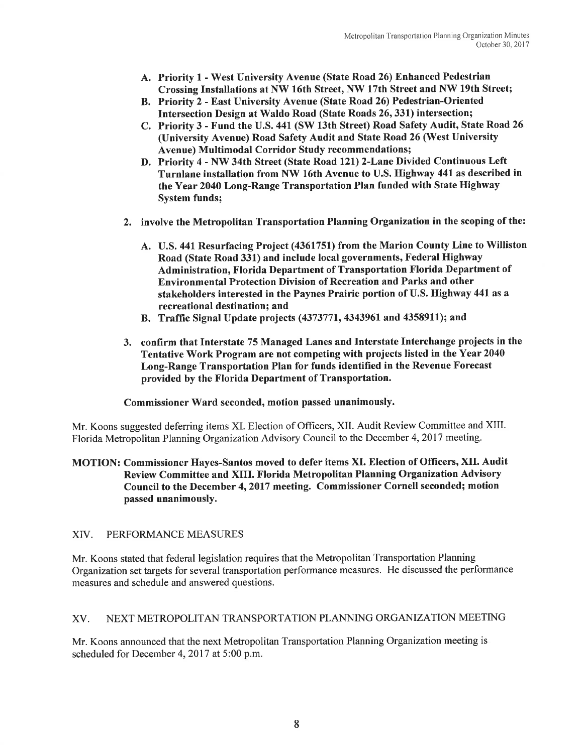- **A. Priority 1 - West University Avenue (State Road 26) Enhanced Pedestrian Crossing Installations at NW 16th Street, NW 17th Street and NW 19th Street;**
   - **B. Priority 2 - East University Avenue (State Road 26) Pedestrian-Oriented Intersection Design at Waldo Road (State Roads 26, 331) intersection;**
   - **C. Priority 3 - Fund the U.S. 441 (SW 13th Street) Road Safety Audit, State Road 26 (University Avenue) Road Safety Audit and State Road 26 (West University Avenue) Multimodal Corridor Study recommendations;**
   - **D. Priority 4 - NW 34th Street (State Road 121) 2-Lane Divided Continuous Left Turnlane installation from NW 16th Avenue to U.S. Highway 441 as described in the Year 2040 Long-Range Transportation Plan funded with State Highway System funds;**

2. **involve the Metropolitan Transportation Planning Organization in the scoping of the:**

   - **A. U.S. 441 Resurfacing Project (4361751) from the Marion County Line to Williston Road (State Road 331) and include local governments, Federal Highway Administration, Florida Department of Transportation Florida Department of Environmental Protection Division of Recreation and Parks and other stakeholders interested in the Paynes Prairie portion of U.S. Highway 441 as a recreational destination; and**
   - **B. Traffic Signal Update projects (4373771, 4343961 and 4358911); and**

3. **confirm that Interstate 75 Managed Lanes and Interstate Interchange projects in the Tentative Work Program are not competing with projects listed in the Year 2040 Long-Range Transportation Plan for funds identified in the Revenue Forecast provided by the Florida Department of Transportation.**

**Commissioner Ward seconded, motion passed unanimously.**

Mr. Koons suggested deferring items XI. Election of Officers, XII. Audit Review Committee and XIII. Florida Metropolitan Planning Organization Advisory Council to the December 4, 2017 meeting.

**MOTION: Commissioner Hayes-Santos moved to defer items XI. Election of Officers, XII. Audit Review Committee and XIII. Florida Metropolitan Planning Organization Advisory Council to the December 4, 2017 meeting. Commissioner Cornell seconded; motion passed unanimously.**

## XIV. PERFORMANCE MEASURES

Mr. Koons stated that federal legislation requires that the Metropolitan Transportation Planning Organization set targets for several transportation performance measures. He discussed the performance measures and schedule and answered questions.

## XV. NEXT METROPOLITAN TRANSPORTATION PLANNING ORGANIZATION MEETING

Mr. Koons announced that the next Metropolitan Transportation Planning Organization meeting is scheduled for December 4, 2017 at 5:00 p.m.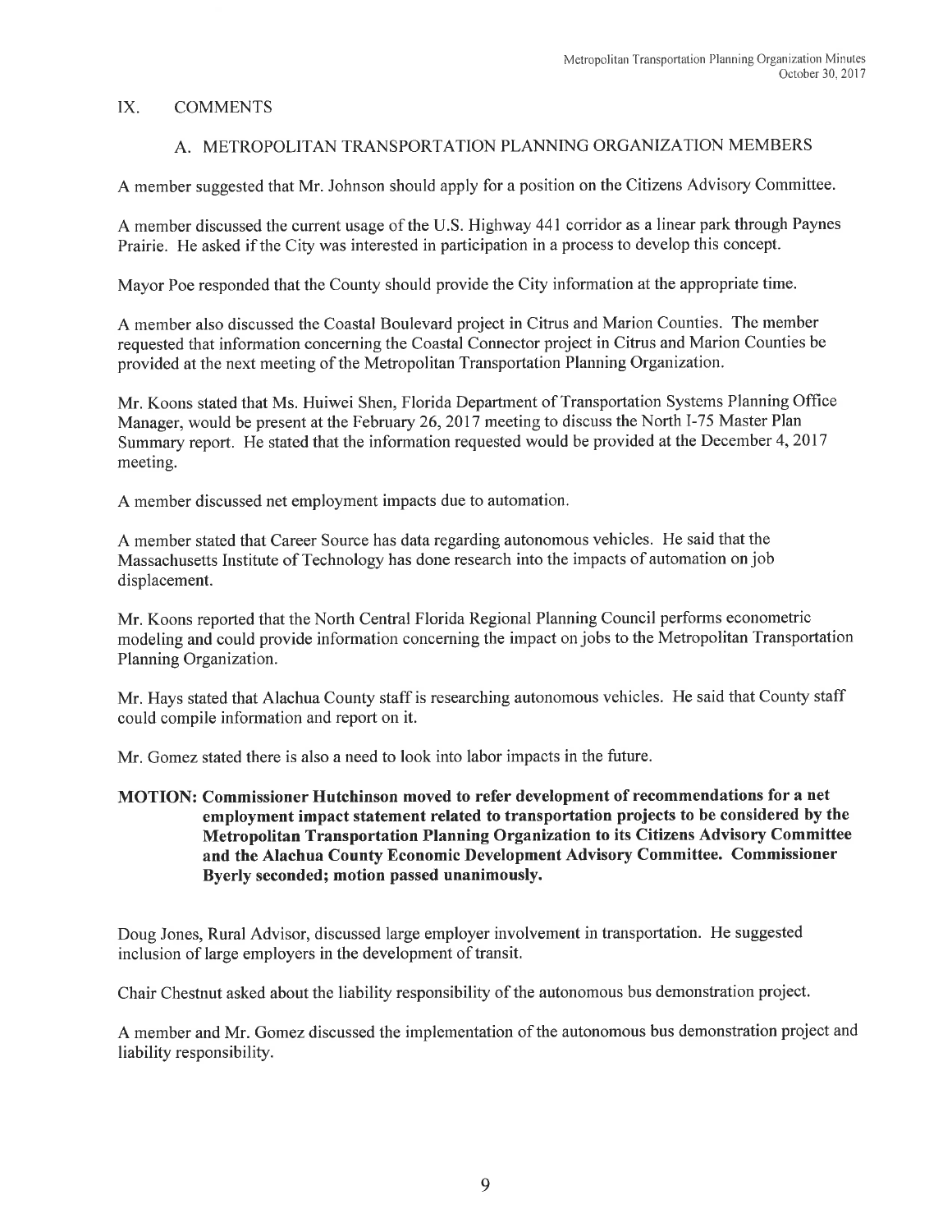## IX. COMMENTS

### A. METROPOLITAN TRANSPORTATION PLANNING ORGANIZATION MEMBERS

A member suggested that Mr. Johnson should apply for a position on the Citizens Advisory Committee.

A member discussed the current usage of the U.S. Highway 441 corridor as a linear park through Paynes Prairie. He asked if the City was interested in participation in a process to develop this concept.

Mayor Poe responded that the County should provide the City information at the appropriate time.

A member also discussed the Coastal Boulevard project in Citrus and Marion Counties. The member requested that information concerning the Coastal Connector project in Citrus and Marion Counties be provided at the next meeting of the Metropolitan Transportation Planning Organization.

Mr. Koons stated that Ms. Huiwei Shen, Florida Department of Transportation Systems Planning Office Manager, would be present at the February 26, 2017 meeting to discuss the North I-75 Master Plan Summary report. He stated that the information requested would be provided at the December 4, 2017 meeting.

A member discussed net employment impacts due to automation.

A member stated that Career Source has data regarding autonomous vehicles. He said that the Massachusetts Institute of Technology has done research into the impacts of automation on job displacement.

Mr. Koons reported that the North Central Florida Regional Planning Council performs econometric modeling and could provide information concerning the impact on jobs to the Metropolitan Transportation Planning Organization.

Mr. Hays stated that Alachua County staff is researching autonomous vehicles. He said that County staff could compile information and report on it.

Mr. Gomez stated there is also a need to look into labor impacts in the future.

**MOTION: Commissioner Hutchinson moved to refer development of recommendations for a net employment impact statement related to transportation projects to be considered by the Metropolitan Transportation Planning Organization to its Citizens Advisory Committee and the Alachua County Economic Development Advisory Committee. Commissioner Byerly seconded; motion passed unanimously.**

Doug Jones, Rural Advisor, discussed large employer involvement in transportation. He suggested inclusion of large employers in the development of transit.

Chair Chestnut asked about the liability responsibility of the autonomous bus demonstration project.

A member and Mr. Gomez discussed the implementation of the autonomous bus demonstration project and liability responsibility.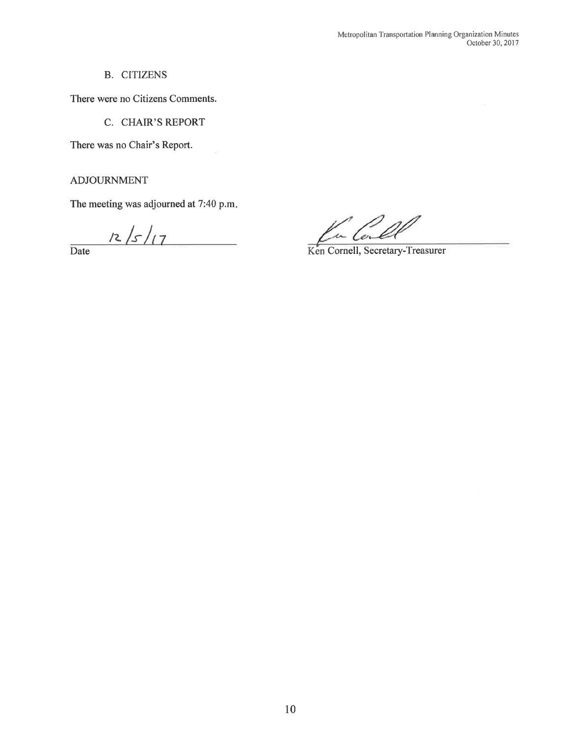### B. CITIZENS

There were no Citizens Comments.

### C. CHAIR'S REPORT

There was no Chair's Report.

## ADJOURNMENT

The meeting was adjourned at 7:40 p.m.

12/5/17
Date

Ken Cornell, Secretary-Treasurer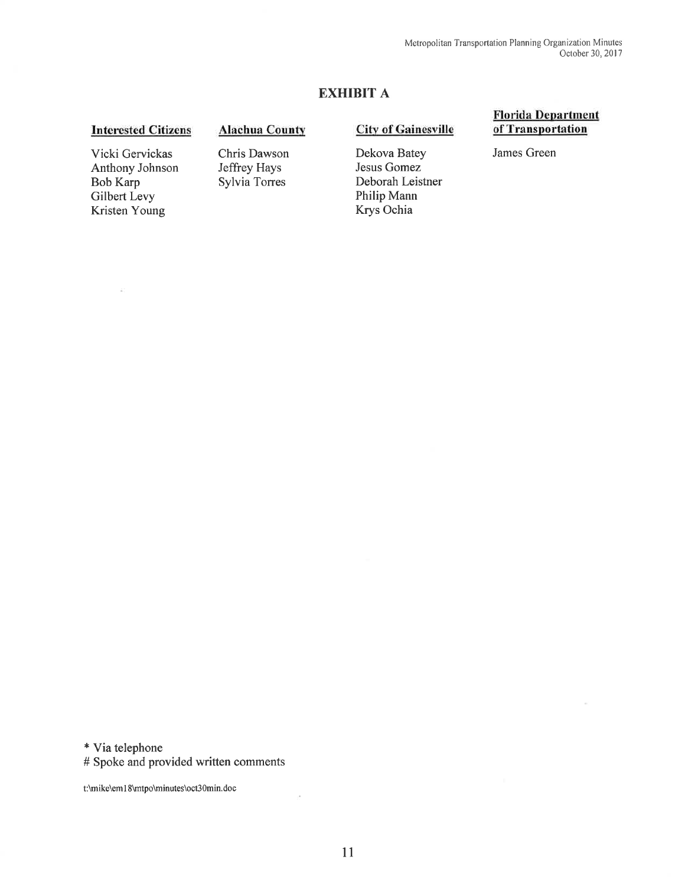## EXHIBIT A

| Interested Citizens | Alachua County | City of Gainesville | Florida Department of Transportation |
|---|---|---|---|
| Vicki Gervickas | Chris Dawson | Dekova Batey | James Green |
| Anthony Johnson | Jeffrey Hays | Jesus Gomez | |
| Bob Karp | Sylvia Torres | Deborah Leistner | |
| Gilbert Levy | | Philip Mann | |
| Kristen Young | | Krys Ochia | |

\* Via telephone
\# Spoke and provided written comments

t:\mike\em18\mtpo\minutes\oct30min.doc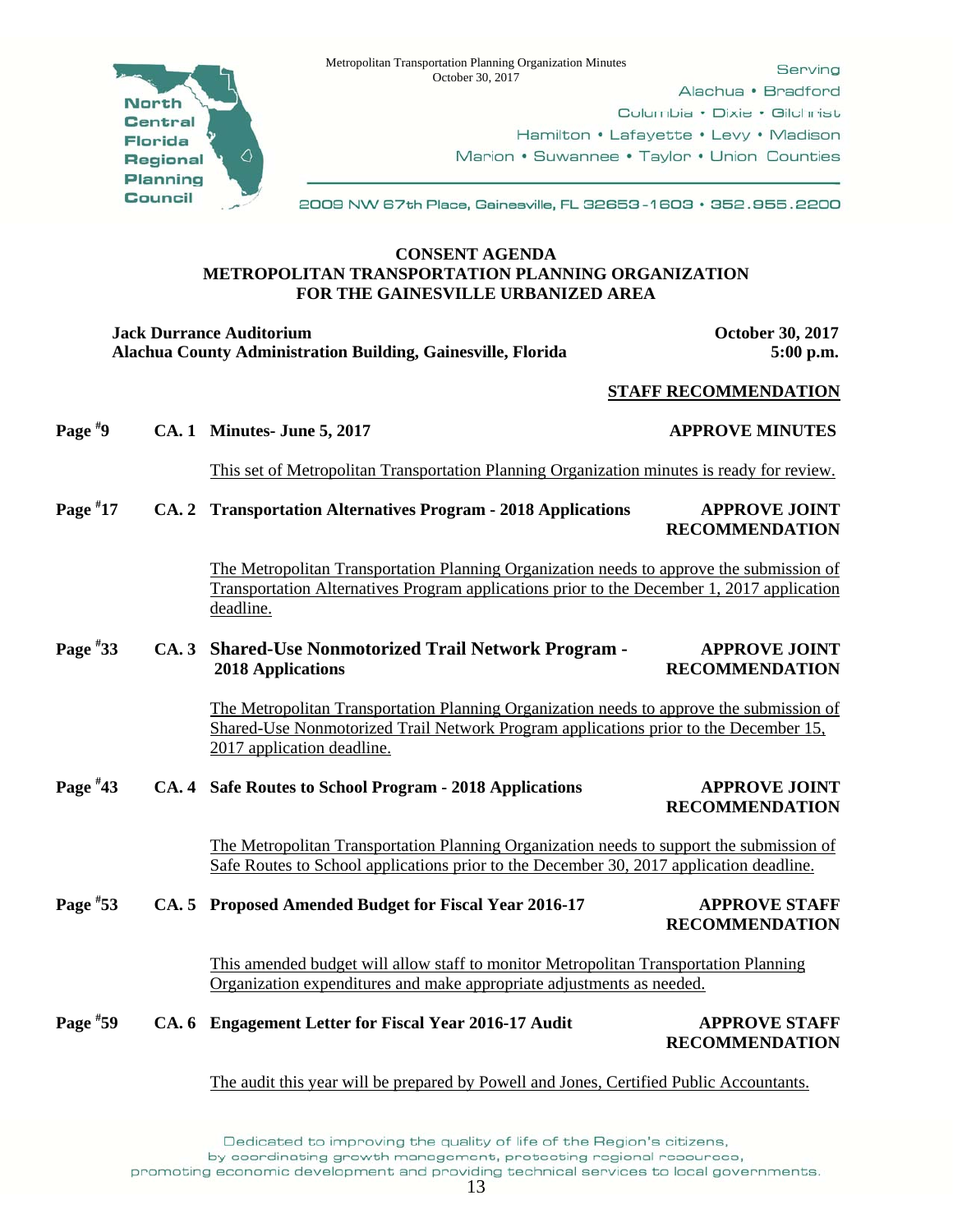North Central Florida Regional Planning Council

Serving Alachua • Bradford Columbia • Dixie • Gilchrist Hamilton • Lafayette • Levy • Madison Marion • Suwannee • Taylor • Union Counties

2009 NW 67th Place, Gainesville, FL 32653-1603 • 352.955.2200

## CONSENT AGENDA
## METROPOLITAN TRANSPORTATION PLANNING ORGANIZATION
## FOR THE GAINESVILLE URBANIZED AREA

**Jack Durrance Auditorium** — **October 30, 2017**
**Alachua County Administration Building, Gainesville, Florida** — **5:00 p.m.**

**STAFF RECOMMENDATION**

**Page #9 — CA. 1 Minutes- June 5, 2017** — **APPROVE MINUTES**

This set of Metropolitan Transportation Planning Organization minutes is ready for review.

**Page #17 — CA. 2 Transportation Alternatives Program - 2018 Applications** — **APPROVE JOINT RECOMMENDATION**

The Metropolitan Transportation Planning Organization needs to approve the submission of Transportation Alternatives Program applications prior to the December 1, 2017 application deadline.

**Page #33 — CA. 3 Shared-Use Nonmotorized Trail Network Program - 2018 Applications** — **APPROVE JOINT RECOMMENDATION**

The Metropolitan Transportation Planning Organization needs to approve the submission of Shared-Use Nonmotorized Trail Network Program applications prior to the December 15, 2017 application deadline.

**Page #43 — CA. 4 Safe Routes to School Program - 2018 Applications** — **APPROVE JOINT RECOMMENDATION**

The Metropolitan Transportation Planning Organization needs to support the submission of Safe Routes to School applications prior to the December 30, 2017 application deadline.

**Page #53 — CA. 5 Proposed Amended Budget for Fiscal Year 2016-17** — **APPROVE STAFF RECOMMENDATION**

This amended budget will allow staff to monitor Metropolitan Transportation Planning Organization expenditures and make appropriate adjustments as needed.

**Page #59 — CA. 6 Engagement Letter for Fiscal Year 2016-17 Audit** — **APPROVE STAFF RECOMMENDATION**

The audit this year will be prepared by Powell and Jones, Certified Public Accountants.

Dedicated to improving the quality of life of the Region's citizens, by coordinating growth management, protecting regional resources, promoting economic development and providing technical services to local governments.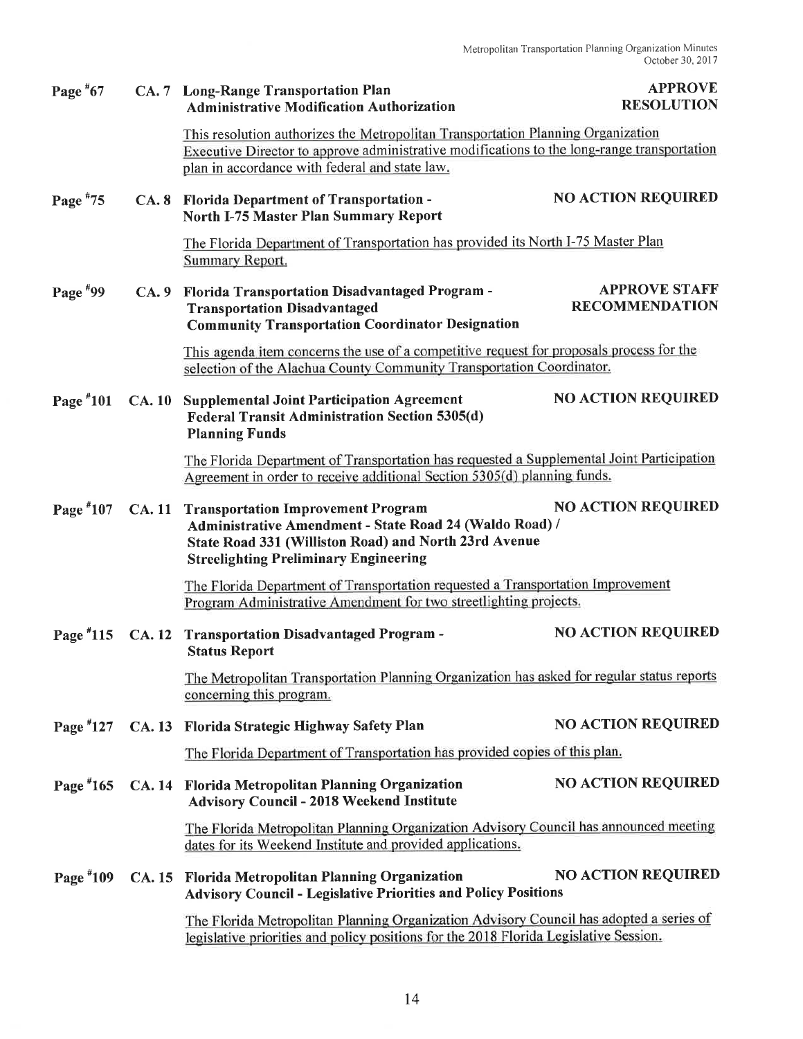**Page #67 CA. 7 Long-Range Transportation Plan Administrative Modification Authorization** — **APPROVE RESOLUTION**

This resolution authorizes the Metropolitan Transportation Planning Organization Executive Director to approve administrative modifications to the long-range transportation plan in accordance with federal and state law.

**Page #75 CA. 8 Florida Department of Transportation - North I-75 Master Plan Summary Report** — **NO ACTION REQUIRED**

The Florida Department of Transportation has provided its North I-75 Master Plan Summary Report.

**Page #99 CA. 9 Florida Transportation Disadvantaged Program - Transportation Disadvantaged Community Transportation Coordinator Designation** — **APPROVE STAFF RECOMMENDATION**

This agenda item concerns the use of a competitive request for proposals process for the selection of the Alachua County Community Transportation Coordinator.

**Page #101 CA. 10 Supplemental Joint Participation Agreement Federal Transit Administration Section 5305(d) Planning Funds** — **NO ACTION REQUIRED**

The Florida Department of Transportation has requested a Supplemental Joint Participation Agreement in order to receive additional Section 5305(d) planning funds.

**Page #107 CA. 11 Transportation Improvement Program Administrative Amendment - State Road 24 (Waldo Road) / State Road 331 (Williston Road) and North 23rd Avenue Streelighting Preliminary Engineering** — **NO ACTION REQUIRED**

The Florida Department of Transportation requested a Transportation Improvement Program Administrative Amendment for two streetlighting projects.

**Page #115 CA. 12 Transportation Disadvantaged Program - Status Report** — **NO ACTION REQUIRED**

The Metropolitan Transportation Planning Organization has asked for regular status reports concerning this program.

**Page #127 CA. 13 Florida Strategic Highway Safety Plan** — **NO ACTION REQUIRED**

The Florida Department of Transportation has provided copies of this plan.

**Page #165 CA. 14 Florida Metropolitan Planning Organization Advisory Council - 2018 Weekend Institute** — **NO ACTION REQUIRED**

The Florida Metropolitan Planning Organization Advisory Council has announced meeting dates for its Weekend Institute and provided applications.

**Page #109 CA. 15 Florida Metropolitan Planning Organization Advisory Council - Legislative Priorities and Policy Positions** — **NO ACTION REQUIRED**

The Florida Metropolitan Planning Organization Advisory Council has adopted a series of legislative priorities and policy positions for the 2018 Florida Legislative Session.